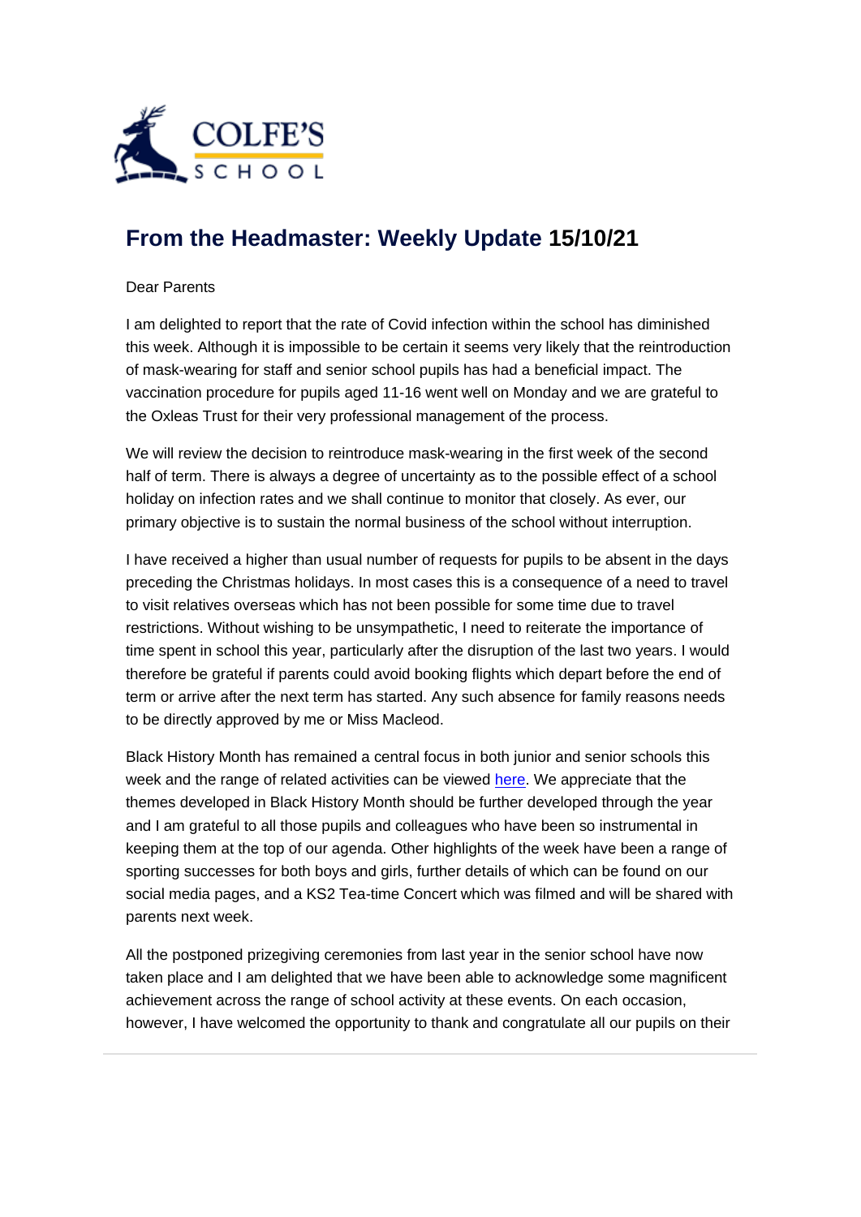# From the Headmaster: Weekly Update 15/10/21

Dear Parents

I am delighted to report that the rate of Covid infection within the school has diminished this week. Although it is impossible to be certain it seems very likely that the reintroduction of mask-wearing for staff and senior school pupils has had a beneficial impact. The vaccination procedure for pupils aged 11-16 went well on Monday and we are grateful to the Oxleas Trust for their very professional management of the process.

We will review the decision to reintroduce mask-wearing in the first week of the second half of term. There is always a degree of uncertainty as to the possible effect of a school holiday on infection rates and we shall continue to monitor that closely. As ever, our primary objective is to sustain the normal business of the school without interruption.

I have received a higher than usual number of requests for pupils to be absent in the days preceding the Christmas holidays. In most cases this is a consequence of a need to travel to visit relatives overseas which has not been possible for some time due to travel restrictions. Without wishing to be unsympathetic, I need to reiterate the importance of time spent in school this year, particularly after the disruption of the last two years. I would therefore be grateful if parents could avoid booking flights which depart before the end of term or arrive after the next term has started. Any such absence for family reasons needs to be directly approved by me or Miss Macleod.

Black History Month has remained a central focus in both junior and senior schools this week and the range of related activities can be viewed here. We appreciate that the themes developed in Black History Month should be further developed through the year and I am grateful to all those pupils and colleagues who have been so instrumental in keeping them at the top of our agenda. Other highlights of the week have been a range of sporting successes for both boys and girls, further details of which can be found on our social media pages, and a KS2 Tea-time Concert which was filmed and will be shared with parents next week.

All the postponed prizegiving ceremonies from last year in the senior school have now taken place and I am delighted that we have been able to acknowledge some magnificent achievement across the range of school activity at these events. On each occasion, however, I have welcomed the opportunity to thank and congratulate all our pupils on their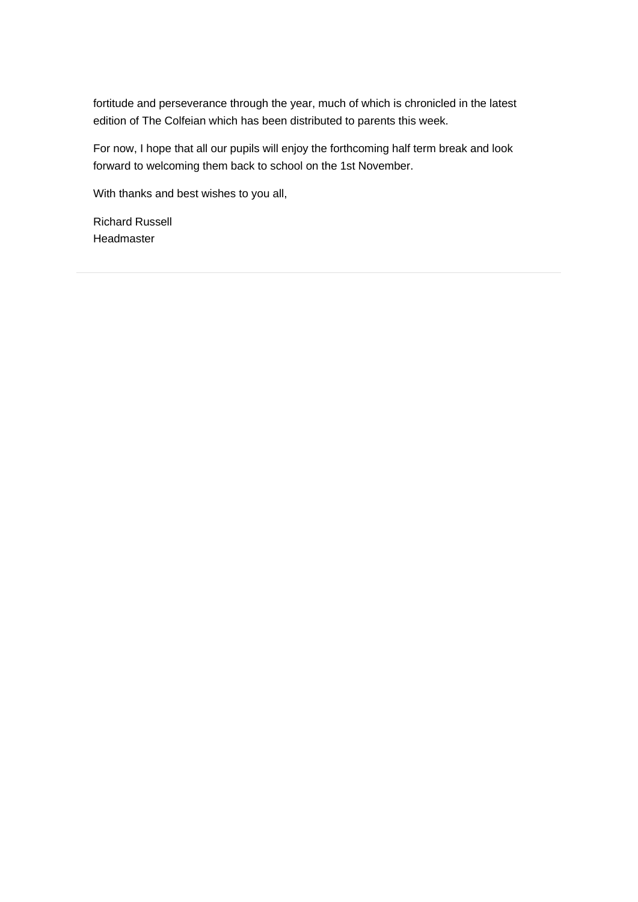fortitude and perseverance through the year, much of which is chronicled in the latest edition of The Colfeian which has been distributed to parents this week.

For now, I hope that all our pupils will enjoy the forthcoming half term break and look forward to welcoming them back to school on the 1st November.

With thanks and best wishes to you all,

Richard Russell  
Headmaster

---